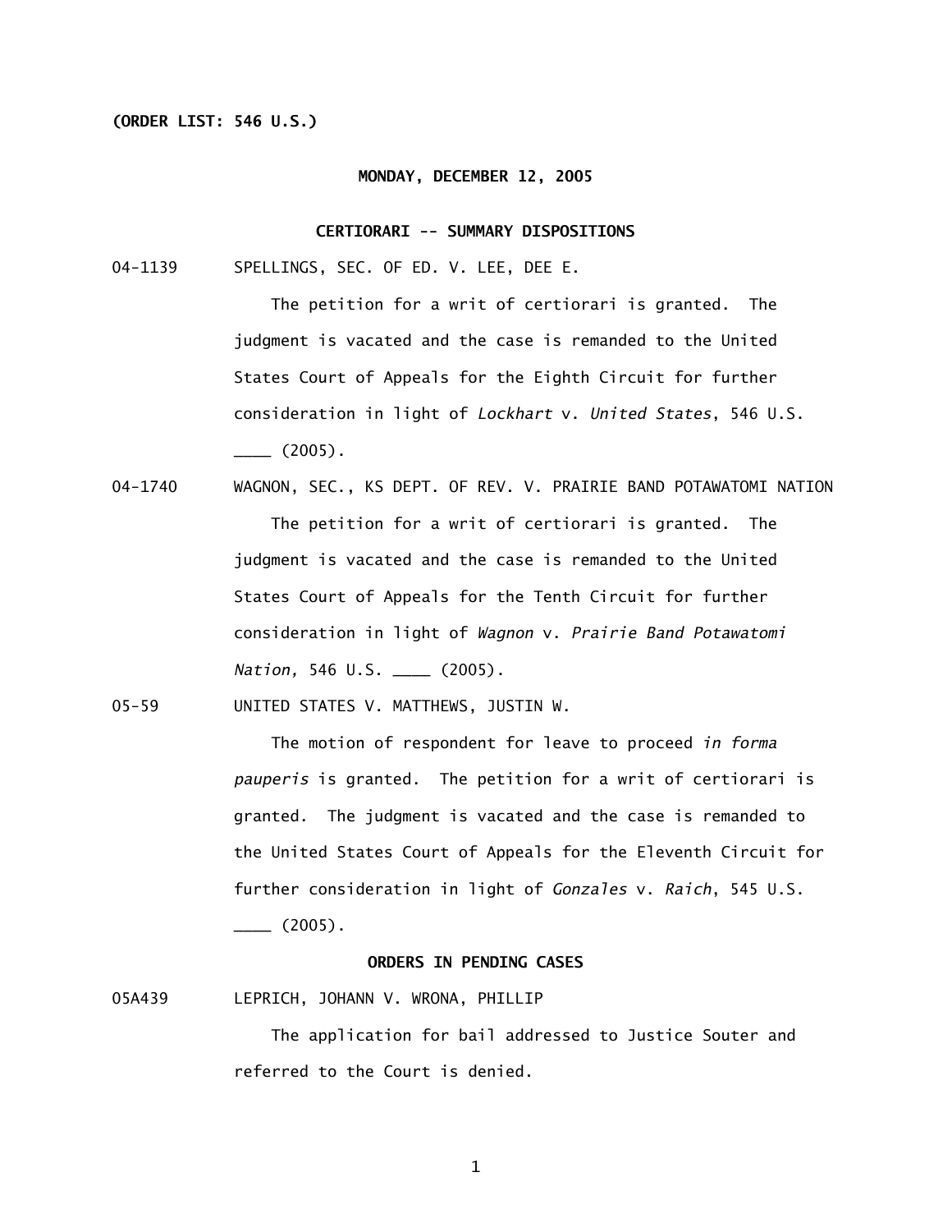**(ORDER LIST: 546 U.S.)**

**MONDAY, DECEMBER 12, 2005**

**CERTIORARI -- SUMMARY DISPOSITIONS**

04-1139 SPELLINGS, SEC. OF ED. V. LEE, DEE E.

The petition for a writ of certiorari is granted. The judgment is vacated and the case is remanded to the United States Court of Appeals for the Eighth Circuit for further consideration in light of *Lockhart* v. *United States*, 546 U.S. ____ (2005).

04-1740 WAGNON, SEC., KS DEPT. OF REV. V. PRAIRIE BAND POTAWATOMI NATION

The petition for a writ of certiorari is granted. The judgment is vacated and the case is remanded to the United States Court of Appeals for the Tenth Circuit for further consideration in light of *Wagnon* v. *Prairie Band Potawatomi Nation,* 546 U.S. ____ (2005).

05-59 UNITED STATES V. MATTHEWS, JUSTIN W.

The motion of respondent for leave to proceed *in forma pauperis* is granted. The petition for a writ of certiorari is granted. The judgment is vacated and the case is remanded to the United States Court of Appeals for the Eleventh Circuit for further consideration in light of *Gonzales* v. *Raich*, 545 U.S. ____ (2005).

**ORDERS IN PENDING CASES**

05A439 LEPRICH, JOHANN V. WRONA, PHILLIP

The application for bail addressed to Justice Souter and referred to the Court is denied.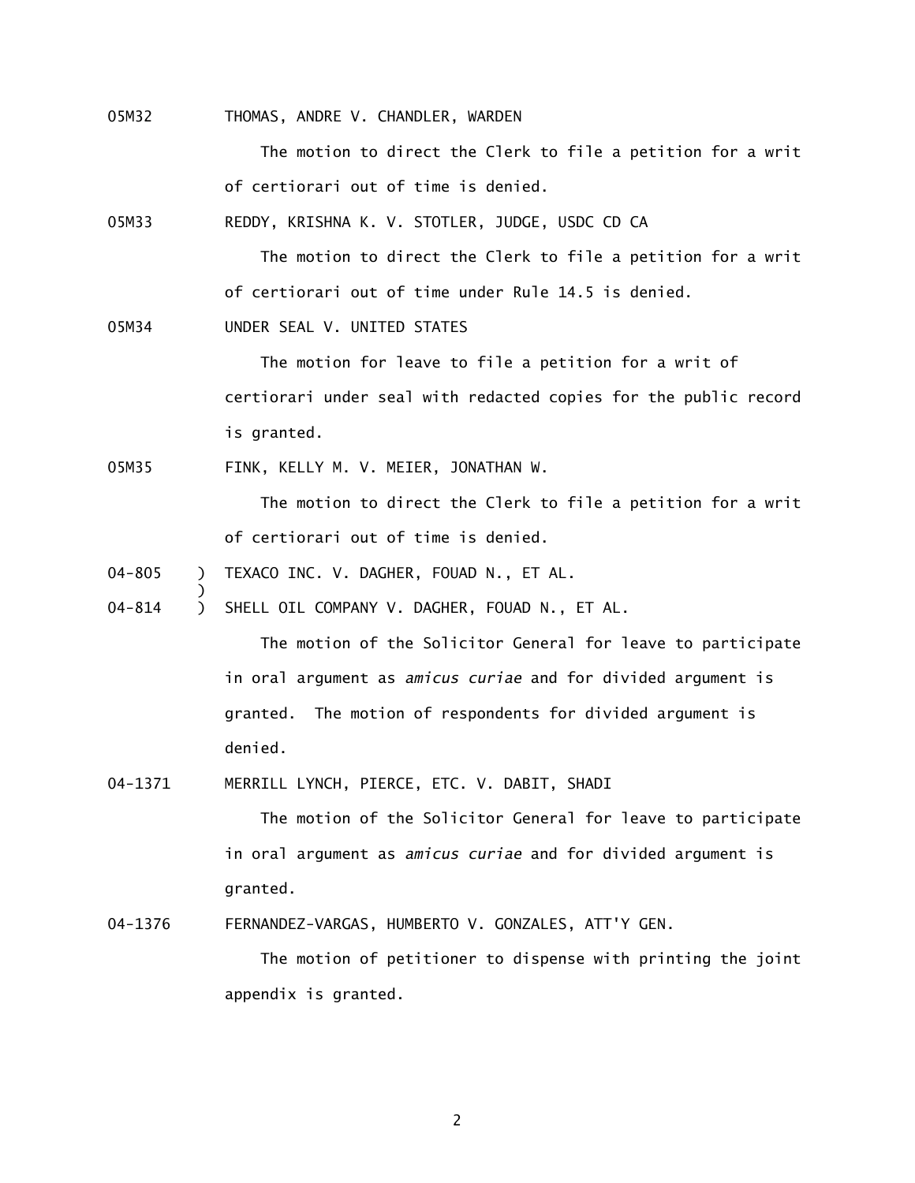05M32 THOMAS, ANDRE V. CHANDLER, WARDEN

The motion to direct the Clerk to file a petition for a writ of certiorari out of time is denied.

05M33 REDDY, KRISHNA K. V. STOTLER, JUDGE, USDC CD CA

The motion to direct the Clerk to file a petition for a writ of certiorari out of time under Rule 14.5 is denied.

05M34 UNDER SEAL V. UNITED STATES

The motion for leave to file a petition for a writ of certiorari under seal with redacted copies for the public record is granted.

05M35 FINK, KELLY M. V. MEIER, JONATHAN W.

The motion to direct the Clerk to file a petition for a writ of certiorari out of time is denied.

04-805 ) TEXACO INC. V. DAGHER, FOUAD N., ET AL.
)
04-814 ) SHELL OIL COMPANY V. DAGHER, FOUAD N., ET AL.

The motion of the Solicitor General for leave to participate in oral argument as *amicus curiae* and for divided argument is granted. The motion of respondents for divided argument is denied.

04-1371 MERRILL LYNCH, PIERCE, ETC. V. DABIT, SHADI

The motion of the Solicitor General for leave to participate in oral argument as *amicus curiae* and for divided argument is granted.

04-1376 FERNANDEZ-VARGAS, HUMBERTO V. GONZALES, ATT'Y GEN.

The motion of petitioner to dispense with printing the joint appendix is granted.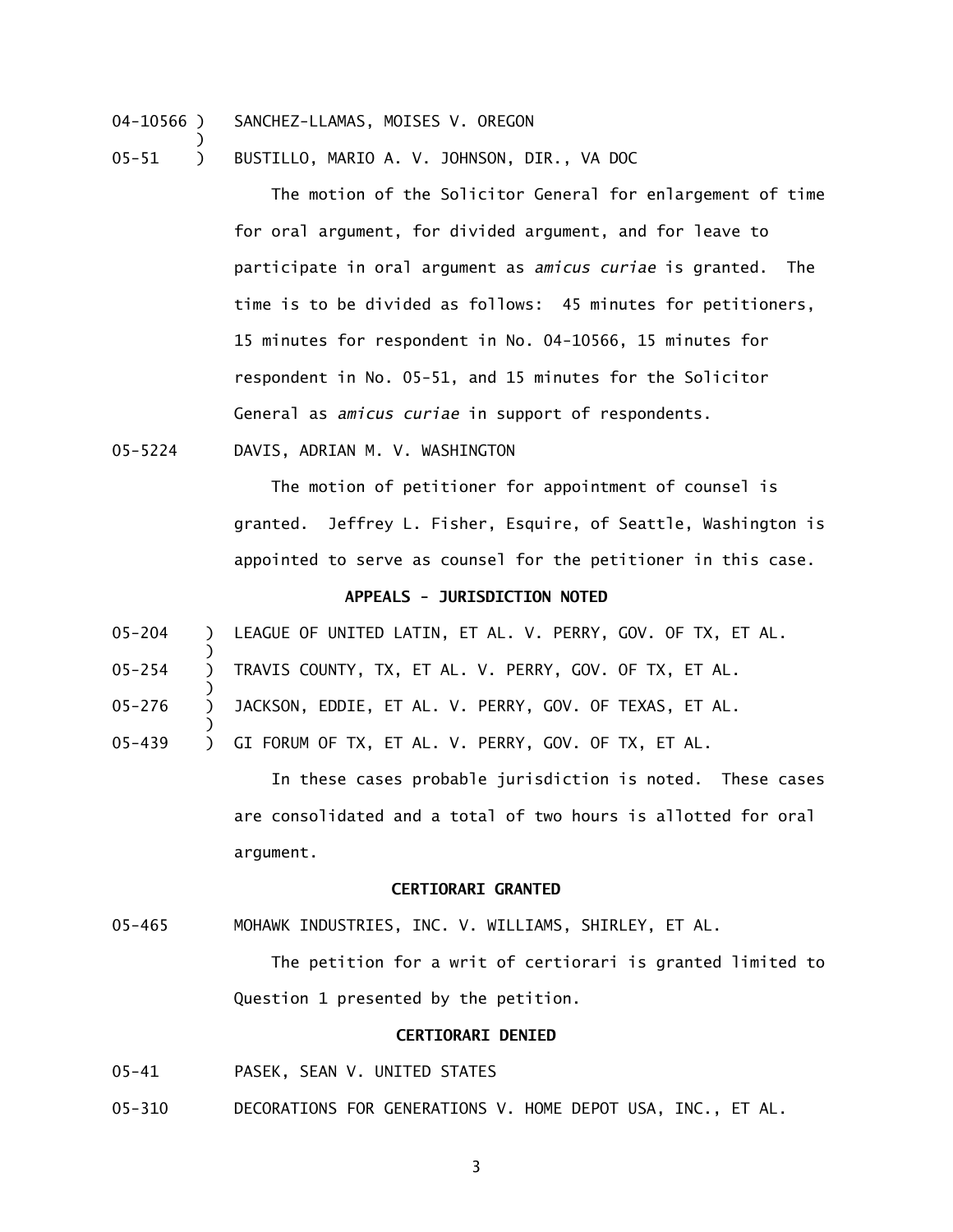04-10566 ) SANCHEZ-LLAMAS, MOISES V. OREGON
)
05-51 ) BUSTILLO, MARIO A. V. JOHNSON, DIR., VA DOC

The motion of the Solicitor General for enlargement of time for oral argument, for divided argument, and for leave to participate in oral argument as *amicus curiae* is granted. The time is to be divided as follows: 45 minutes for petitioners, 15 minutes for respondent in No. 04-10566, 15 minutes for respondent in No. 05-51, and 15 minutes for the Solicitor General as *amicus curiae* in support of respondents.

05-5224 DAVIS, ADRIAN M. V. WASHINGTON

The motion of petitioner for appointment of counsel is granted. Jeffrey L. Fisher, Esquire, of Seattle, Washington is appointed to serve as counsel for the petitioner in this case.

**APPEALS - JURISDICTION NOTED**

05-204 ) LEAGUE OF UNITED LATIN, ET AL. V. PERRY, GOV. OF TX, ET AL.
)
05-254 ) TRAVIS COUNTY, TX, ET AL. V. PERRY, GOV. OF TX, ET AL.
)
05-276 ) JACKSON, EDDIE, ET AL. V. PERRY, GOV. OF TEXAS, ET AL.
)
05-439 ) GI FORUM OF TX, ET AL. V. PERRY, GOV. OF TX, ET AL.

In these cases probable jurisdiction is noted. These cases are consolidated and a total of two hours is allotted for oral argument.

**CERTIORARI GRANTED**

05-465 MOHAWK INDUSTRIES, INC. V. WILLIAMS, SHIRLEY, ET AL.

The petition for a writ of certiorari is granted limited to Question 1 presented by the petition.

**CERTIORARI DENIED**

05-41 PASEK, SEAN V. UNITED STATES

05-310 DECORATIONS FOR GENERATIONS V. HOME DEPOT USA, INC., ET AL.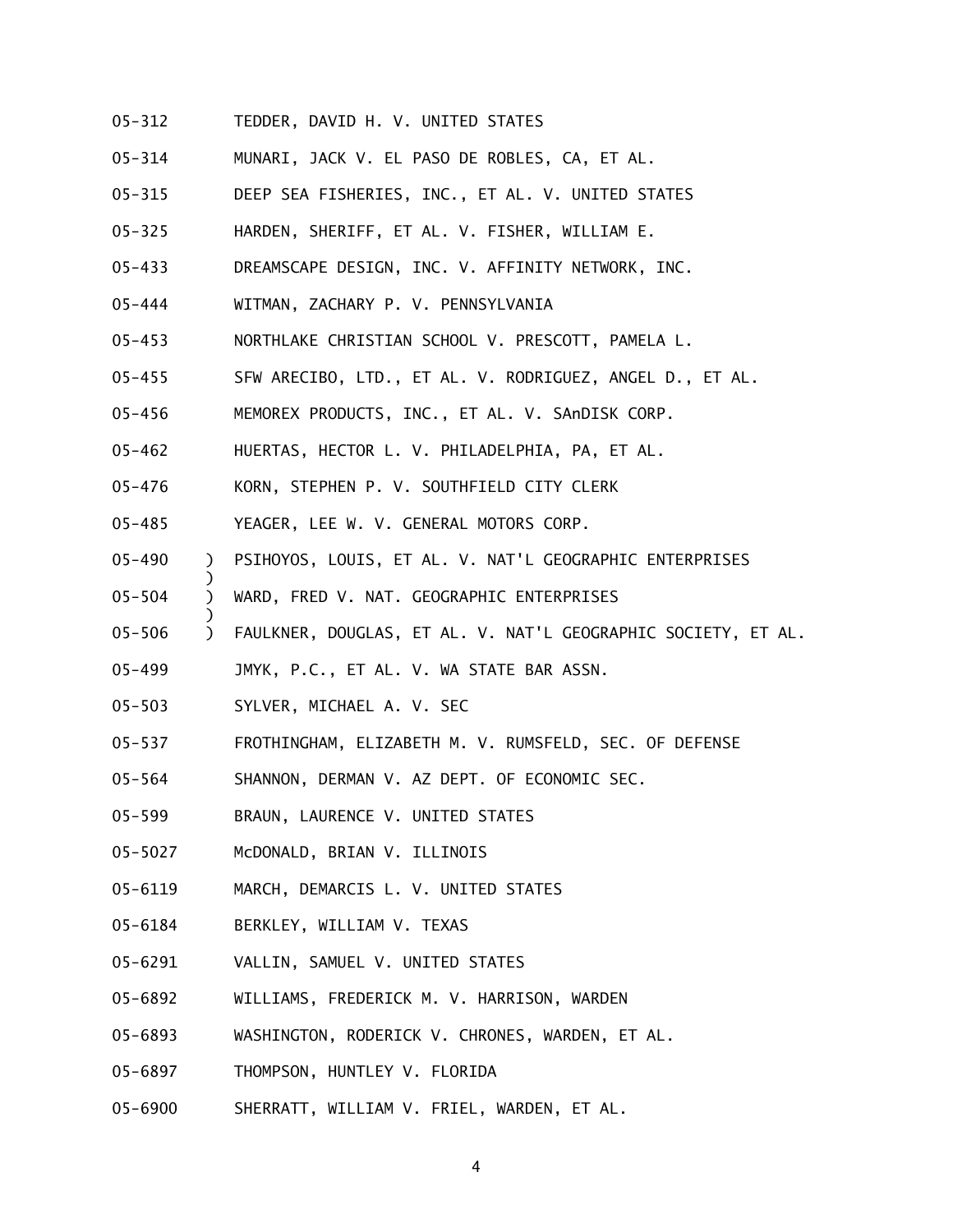05-312 TEDDER, DAVID H. V. UNITED STATES

05-314 MUNARI, JACK V. EL PASO DE ROBLES, CA, ET AL.

05-315 DEEP SEA FISHERIES, INC., ET AL. V. UNITED STATES

05-325 HARDEN, SHERIFF, ET AL. V. FISHER, WILLIAM E.

05-433 DREAMSCAPE DESIGN, INC. V. AFFINITY NETWORK, INC.

05-444 WITMAN, ZACHARY P. V. PENNSYLVANIA

05-453 NORTHLAKE CHRISTIAN SCHOOL V. PRESCOTT, PAMELA L.

05-455 SFW ARECIBO, LTD., ET AL. V. RODRIGUEZ, ANGEL D., ET AL.

05-456 MEMOREX PRODUCTS, INC., ET AL. V. SAnDISK CORP.

05-462 HUERTAS, HECTOR L. V. PHILADELPHIA, PA, ET AL.

05-476 KORN, STEPHEN P. V. SOUTHFIELD CITY CLERK

05-485 YEAGER, LEE W. V. GENERAL MOTORS CORP.

05-490 ) PSIHOYOS, LOUIS, ET AL. V. NAT'L GEOGRAPHIC ENTERPRISES
)
05-504 ) WARD, FRED V. NAT. GEOGRAPHIC ENTERPRISES
)
05-506 ) FAULKNER, DOUGLAS, ET AL. V. NAT'L GEOGRAPHIC SOCIETY, ET AL.

05-499 JMYK, P.C., ET AL. V. WA STATE BAR ASSN.

05-503 SYLVER, MICHAEL A. V. SEC

05-537 FROTHINGHAM, ELIZABETH M. V. RUMSFELD, SEC. OF DEFENSE

05-564 SHANNON, DERMAN V. AZ DEPT. OF ECONOMIC SEC.

05-599 BRAUN, LAURENCE V. UNITED STATES

05-5027 McDONALD, BRIAN V. ILLINOIS

05-6119 MARCH, DEMARCIS L. V. UNITED STATES

05-6184 BERKLEY, WILLIAM V. TEXAS

05-6291 VALLIN, SAMUEL V. UNITED STATES

05-6892 WILLIAMS, FREDERICK M. V. HARRISON, WARDEN

05-6893 WASHINGTON, RODERICK V. CHRONES, WARDEN, ET AL.

05-6897 THOMPSON, HUNTLEY V. FLORIDA

05-6900 SHERRATT, WILLIAM V. FRIEL, WARDEN, ET AL.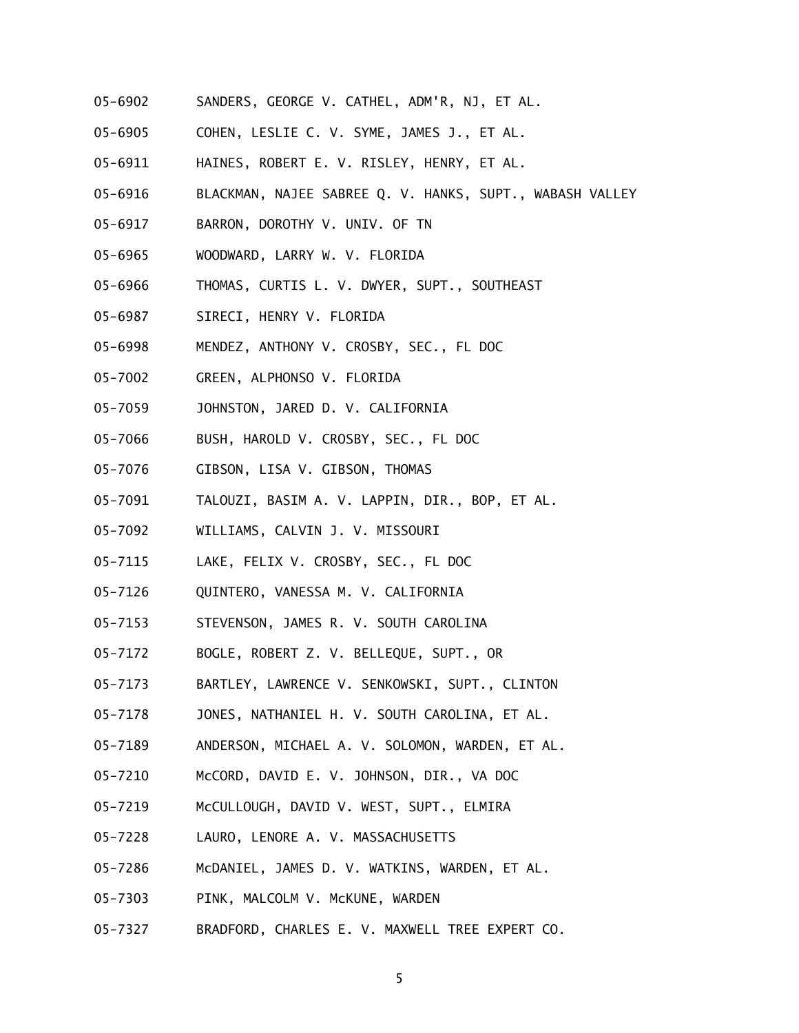05-6902 SANDERS, GEORGE V. CATHEL, ADM'R, NJ, ET AL.

05-6905 COHEN, LESLIE C. V. SYME, JAMES J., ET AL.

05-6911 HAINES, ROBERT E. V. RISLEY, HENRY, ET AL.

05-6916 BLACKMAN, NAJEE SABREE Q. V. HANKS, SUPT., WABASH VALLEY

05-6917 BARRON, DOROTHY V. UNIV. OF TN

05-6965 WOODWARD, LARRY W. V. FLORIDA

05-6966 THOMAS, CURTIS L. V. DWYER, SUPT., SOUTHEAST

05-6987 SIRECI, HENRY V. FLORIDA

05-6998 MENDEZ, ANTHONY V. CROSBY, SEC., FL DOC

05-7002 GREEN, ALPHONSO V. FLORIDA

05-7059 JOHNSTON, JARED D. V. CALIFORNIA

05-7066 BUSH, HAROLD V. CROSBY, SEC., FL DOC

05-7076 GIBSON, LISA V. GIBSON, THOMAS

05-7091 TALOUZI, BASIM A. V. LAPPIN, DIR., BOP, ET AL.

05-7092 WILLIAMS, CALVIN J. V. MISSOURI

05-7115 LAKE, FELIX V. CROSBY, SEC., FL DOC

05-7126 QUINTERO, VANESSA M. V. CALIFORNIA

05-7153 STEVENSON, JAMES R. V. SOUTH CAROLINA

05-7172 BOGLE, ROBERT Z. V. BELLEQUE, SUPT., OR

05-7173 BARTLEY, LAWRENCE V. SENKOWSKI, SUPT., CLINTON

05-7178 JONES, NATHANIEL H. V. SOUTH CAROLINA, ET AL.

05-7189 ANDERSON, MICHAEL A. V. SOLOMON, WARDEN, ET AL.

05-7210 McCORD, DAVID E. V. JOHNSON, DIR., VA DOC

05-7219 McCULLOUGH, DAVID V. WEST, SUPT., ELMIRA

05-7228 LAURO, LENORE A. V. MASSACHUSETTS

05-7286 McDANIEL, JAMES D. V. WATKINS, WARDEN, ET AL.

05-7303 PINK, MALCOLM V. McKUNE, WARDEN

05-7327 BRADFORD, CHARLES E. V. MAXWELL TREE EXPERT CO.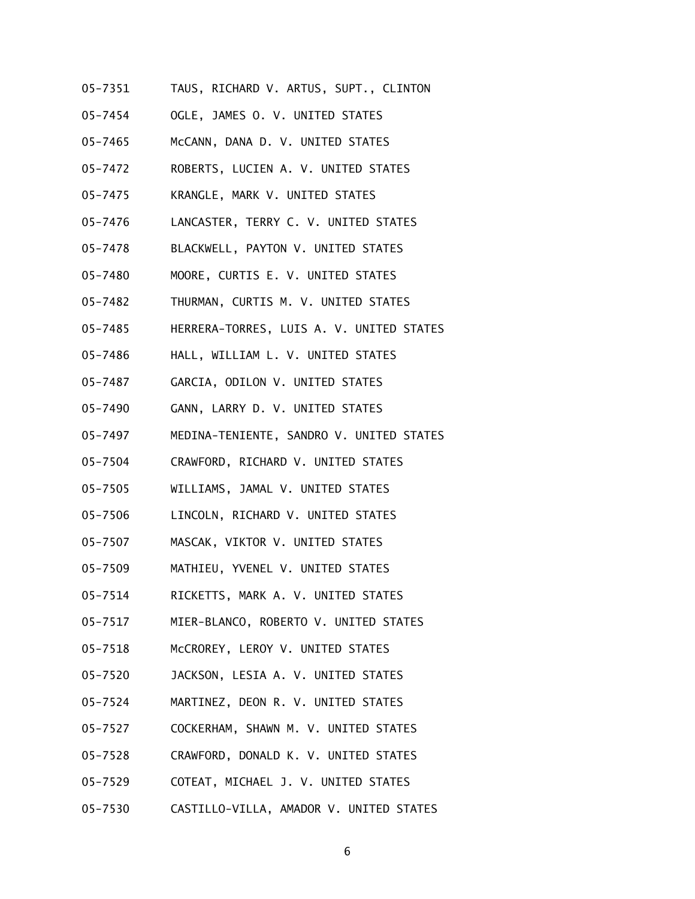05-7351 TAUS, RICHARD V. ARTUS, SUPT., CLINTON

05-7454 OGLE, JAMES O. V. UNITED STATES

05-7465 McCANN, DANA D. V. UNITED STATES

05-7472 ROBERTS, LUCIEN A. V. UNITED STATES

05-7475 KRANGLE, MARK V. UNITED STATES

05-7476 LANCASTER, TERRY C. V. UNITED STATES

05-7478 BLACKWELL, PAYTON V. UNITED STATES

05-7480 MOORE, CURTIS E. V. UNITED STATES

05-7482 THURMAN, CURTIS M. V. UNITED STATES

05-7485 HERRERA-TORRES, LUIS A. V. UNITED STATES

05-7486 HALL, WILLIAM L. V. UNITED STATES

05-7487 GARCIA, ODILON V. UNITED STATES

05-7490 GANN, LARRY D. V. UNITED STATES

05-7497 MEDINA-TENIENTE, SANDRO V. UNITED STATES

05-7504 CRAWFORD, RICHARD V. UNITED STATES

05-7505 WILLIAMS, JAMAL V. UNITED STATES

05-7506 LINCOLN, RICHARD V. UNITED STATES

05-7507 MASCAK, VIKTOR V. UNITED STATES

05-7509 MATHIEU, YVENEL V. UNITED STATES

05-7514 RICKETTS, MARK A. V. UNITED STATES

05-7517 MIER-BLANCO, ROBERTO V. UNITED STATES

05-7518 McCROREY, LEROY V. UNITED STATES

05-7520 JACKSON, LESIA A. V. UNITED STATES

05-7524 MARTINEZ, DEON R. V. UNITED STATES

05-7527 COCKERHAM, SHAWN M. V. UNITED STATES

05-7528 CRAWFORD, DONALD K. V. UNITED STATES

05-7529 COTEAT, MICHAEL J. V. UNITED STATES

05-7530 CASTILLO-VILLA, AMADOR V. UNITED STATES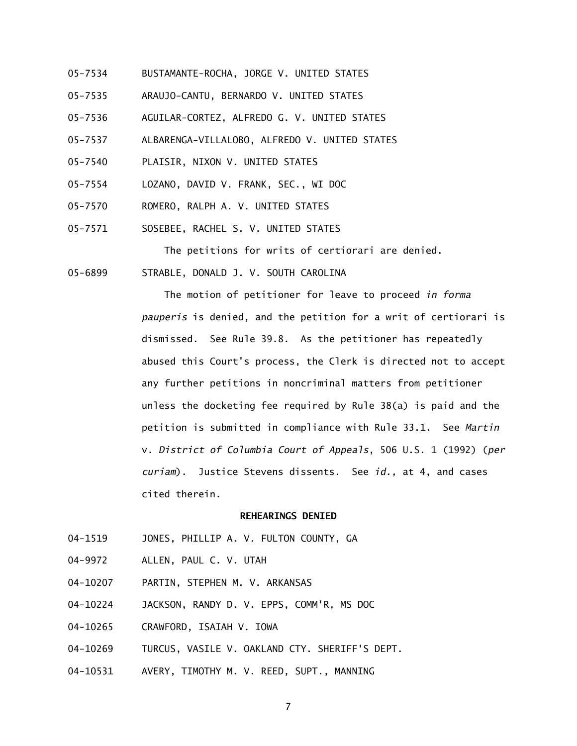05-7534 BUSTAMANTE-ROCHA, JORGE V. UNITED STATES

05-7535 ARAUJO-CANTU, BERNARDO V. UNITED STATES

05-7536 AGUILAR-CORTEZ, ALFREDO G. V. UNITED STATES

05-7537 ALBARENGA-VILLALOBO, ALFREDO V. UNITED STATES

05-7540 PLAISIR, NIXON V. UNITED STATES

05-7554 LOZANO, DAVID V. FRANK, SEC., WI DOC

05-7570 ROMERO, RALPH A. V. UNITED STATES

05-7571 SOSEBEE, RACHEL S. V. UNITED STATES

The petitions for writs of certiorari are denied.

05-6899 STRABLE, DONALD J. V. SOUTH CAROLINA

The motion of petitioner for leave to proceed *in forma pauperis* is denied, and the petition for a writ of certiorari is dismissed. See Rule 39.8. As the petitioner has repeatedly abused this Court's process, the Clerk is directed not to accept any further petitions in noncriminal matters from petitioner unless the docketing fee required by Rule 38(a) is paid and the petition is submitted in compliance with Rule 33.1. See *Martin* v. *District of Columbia Court of Appeals*, 506 U.S. 1 (1992) (*per curiam*). Justice Stevens dissents. See *id.,* at 4, and cases cited therein.

**REHEARINGS DENIED**

04-1519 JONES, PHILLIP A. V. FULTON COUNTY, GA

04-9972 ALLEN, PAUL C. V. UTAH

04-10207 PARTIN, STEPHEN M. V. ARKANSAS

04-10224 JACKSON, RANDY D. V. EPPS, COMM'R, MS DOC

04-10265 CRAWFORD, ISAIAH V. IOWA

04-10269 TURCUS, VASILE V. OAKLAND CTY. SHERIFF'S DEPT.

04-10531 AVERY, TIMOTHY M. V. REED, SUPT., MANNING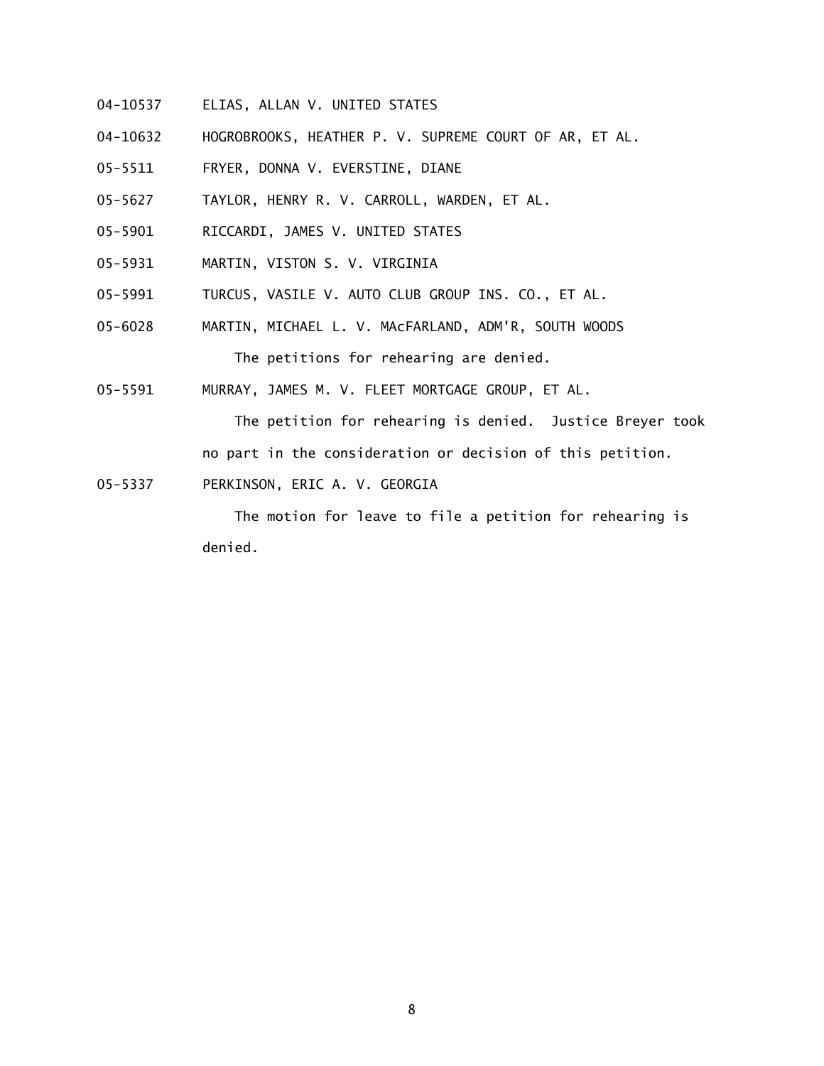04-10537 ELIAS, ALLAN V. UNITED STATES

04-10632 HOGROBROOKS, HEATHER P. V. SUPREME COURT OF AR, ET AL.

05-5511 FRYER, DONNA V. EVERSTINE, DIANE

05-5627 TAYLOR, HENRY R. V. CARROLL, WARDEN, ET AL.

05-5901 RICCARDI, JAMES V. UNITED STATES

05-5931 MARTIN, VISTON S. V. VIRGINIA

05-5991 TURCUS, VASILE V. AUTO CLUB GROUP INS. CO., ET AL.

05-6028 MARTIN, MICHAEL L. V. MAcFARLAND, ADM'R, SOUTH WOODS

The petitions for rehearing are denied.

05-5591 MURRAY, JAMES M. V. FLEET MORTGAGE GROUP, ET AL.

The petition for rehearing is denied. Justice Breyer took no part in the consideration or decision of this petition.

05-5337 PERKINSON, ERIC A. V. GEORGIA

The motion for leave to file a petition for rehearing is denied.